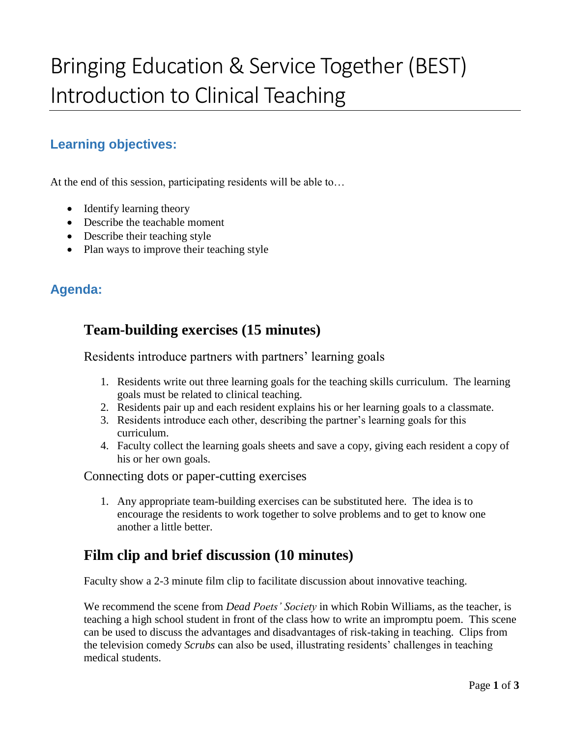# Bringing Education & Service Together (BEST) Introduction to Clinical Teaching

## Learning objectives:

At the end of this session, participating residents will be able to…

- Identify learning theory
- Describe the teachable moment
- Describe their teaching style
- Plan ways to improve their teaching style

## Agenda:

### Team-building exercises (15 minutes)

Residents introduce partners with partners' learning goals

1. Residents write out three learning goals for the teaching skills curriculum. The learning goals must be related to clinical teaching.
2. Residents pair up and each resident explains his or her learning goals to a classmate.
3. Residents introduce each other, describing the partner's learning goals for this curriculum.
4. Faculty collect the learning goals sheets and save a copy, giving each resident a copy of his or her own goals.

Connecting dots or paper-cutting exercises

1. Any appropriate team-building exercises can be substituted here. The idea is to encourage the residents to work together to solve problems and to get to know one another a little better.

### Film clip and brief discussion (10 minutes)

Faculty show a 2-3 minute film clip to facilitate discussion about innovative teaching.

We recommend the scene from *Dead Poets' Society* in which Robin Williams, as the teacher, is teaching a high school student in front of the class how to write an impromptu poem. This scene can be used to discuss the advantages and disadvantages of risk-taking in teaching. Clips from the television comedy *Scrubs* can also be used, illustrating residents' challenges in teaching medical students.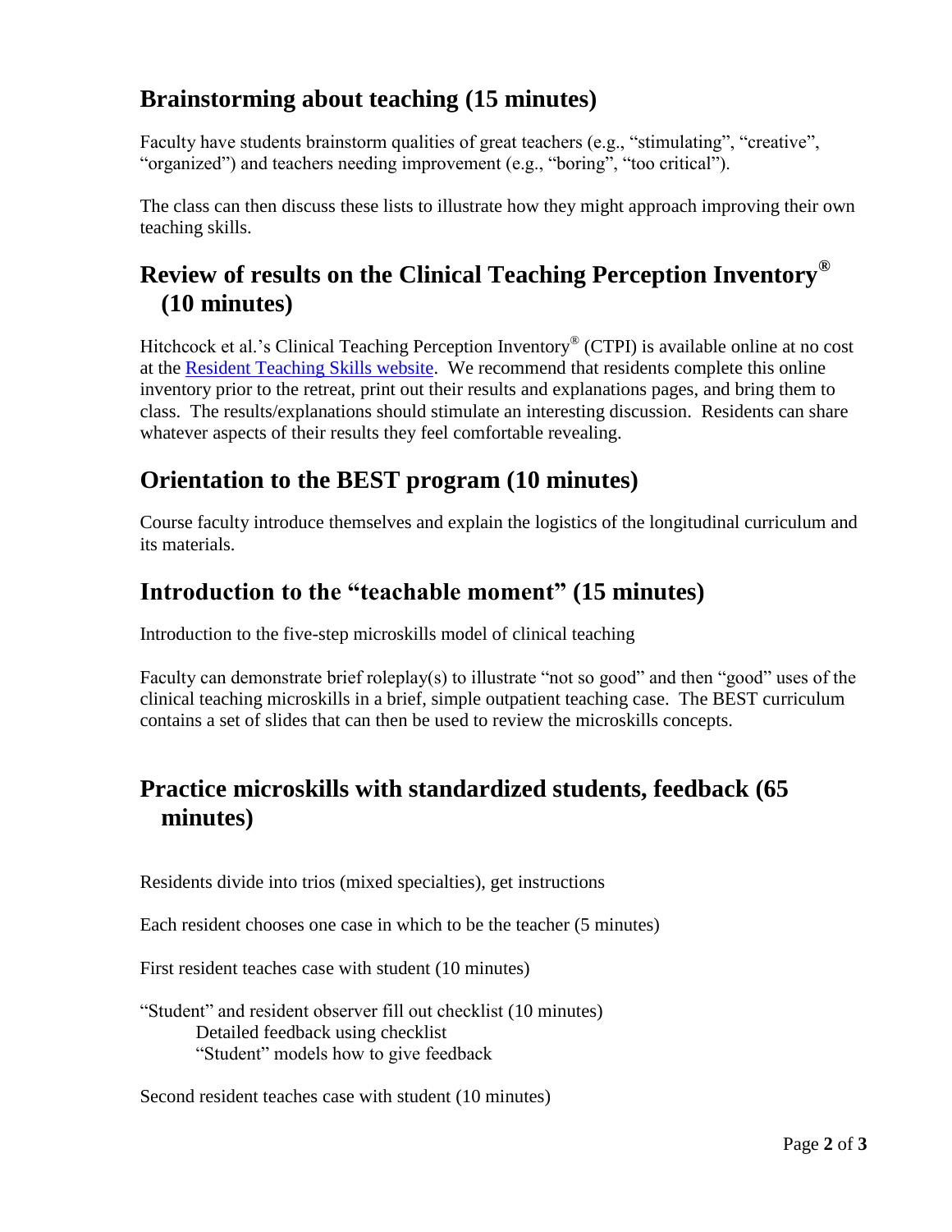## Brainstorming about teaching (15 minutes)

Faculty have students brainstorm qualities of great teachers (e.g., "stimulating", "creative", "organized") and teachers needing improvement (e.g., "boring", "too critical").

The class can then discuss these lists to illustrate how they might approach improving their own teaching skills.

## Review of results on the Clinical Teaching Perception Inventory® (10 minutes)

Hitchcock et al.'s Clinical Teaching Perception Inventory® (CTPI) is available online at no cost at the Resident Teaching Skills website. We recommend that residents complete this online inventory prior to the retreat, print out their results and explanations pages, and bring them to class. The results/explanations should stimulate an interesting discussion. Residents can share whatever aspects of their results they feel comfortable revealing.

## Orientation to the BEST program (10 minutes)

Course faculty introduce themselves and explain the logistics of the longitudinal curriculum and its materials.

## Introduction to the "teachable moment" (15 minutes)

Introduction to the five-step microskills model of clinical teaching

Faculty can demonstrate brief roleplay(s) to illustrate "not so good" and then "good" uses of the clinical teaching microskills in a brief, simple outpatient teaching case. The BEST curriculum contains a set of slides that can then be used to review the microskills concepts.

## Practice microskills with standardized students, feedback (65 minutes)

Residents divide into trios (mixed specialties), get instructions

Each resident chooses one case in which to be the teacher (5 minutes)

First resident teaches case with student (10 minutes)

"Student" and resident observer fill out checklist (10 minutes)
- Detailed feedback using checklist
- "Student" models how to give feedback

Second resident teaches case with student (10 minutes)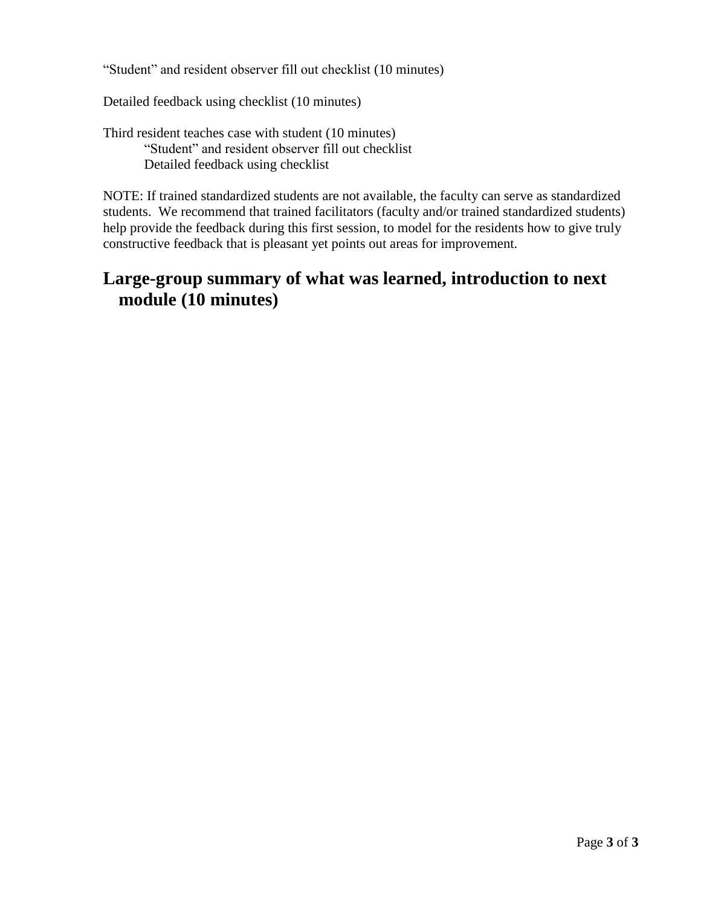"Student" and resident observer fill out checklist (10 minutes)

Detailed feedback using checklist (10 minutes)

Third resident teaches case with student (10 minutes)
- "Student" and resident observer fill out checklist
- Detailed feedback using checklist

NOTE: If trained standardized students are not available, the faculty can serve as standardized students. We recommend that trained facilitators (faculty and/or trained standardized students) help provide the feedback during this first session, to model for the residents how to give truly constructive feedback that is pleasant yet points out areas for improvement.

## Large-group summary of what was learned, introduction to next module (10 minutes)